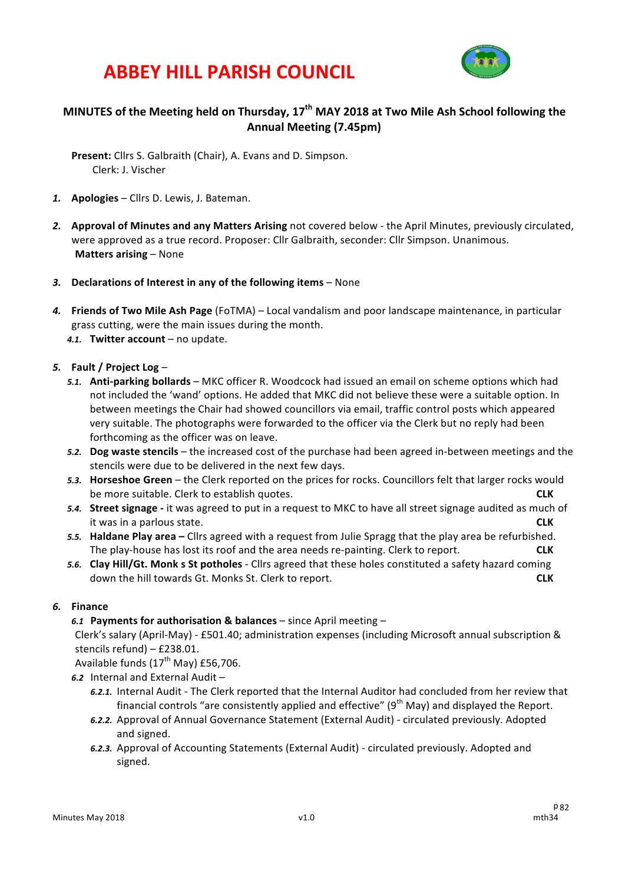# ABBEY HILL PARISH COUNCIL

## MINUTES of the Meeting held on Thursday, 17th MAY 2018 at Two Mile Ash School following the Annual Meeting (7.45pm)

**Present:** Cllrs S. Galbraith (Chair), A. Evans and D. Simpson.
Clerk: J. Vischer

1. **Apologies** – Cllrs D. Lewis, J. Bateman.

2. **Approval of Minutes and any Matters Arising** not covered below - the April Minutes, previously circulated, were approved as a true record. Proposer: Cllr Galbraith, seconder: Cllr Simpson. Unanimous.
   **Matters arising** – None

3. **Declarations of Interest in any of the following items** – None

4. **Friends of Two Mile Ash Page** (FoTMA) – Local vandalism and poor landscape maintenance, in particular grass cutting, were the main issues during the month.
   - *4.1.* **Twitter account** – no update.

5. **Fault / Project Log** –
   - *5.1.* **Anti-parking bollards** – MKC officer R. Woodcock had issued an email on scheme options which had not included the 'wand' options. He added that MKC did not believe these were a suitable option. In between meetings the Chair had showed councillors via email, traffic control posts which appeared very suitable. The photographs were forwarded to the officer via the Clerk but no reply had been forthcoming as the officer was on leave.
   - *5.2.* **Dog waste stencils** – the increased cost of the purchase had been agreed in-between meetings and the stencils were due to be delivered in the next few days.
   - *5.3.* **Horseshoe Green** – the Clerk reported on the prices for rocks. Councillors felt that larger rocks would be more suitable. Clerk to establish quotes. **CLK**
   - *5.4.* **Street signage -** it was agreed to put in a request to MKC to have all street signage audited as much of it was in a parlous state. **CLK**
   - *5.5.* **Haldane Play area –** Cllrs agreed with a request from Julie Spragg that the play area be refurbished. The play-house has lost its roof and the area needs re-painting. Clerk to report. **CLK**
   - *5.6.* **Clay Hill/Gt. Monk s St potholes** - Cllrs agreed that these holes constituted a safety hazard coming down the hill towards Gt. Monks St. Clerk to report. **CLK**

6. **Finance**
   - *6.1* **Payments for authorisation & balances** – since April meeting –
     Clerk's salary (April-May) - £501.40; administration expenses (including Microsoft annual subscription & stencils refund) – £238.01.
     Available funds (17th May) £56,706.
   - *6.2* Internal and External Audit –
     - *6.2.1.* Internal Audit - The Clerk reported that the Internal Auditor had concluded from her review that financial controls "are consistently applied and effective" (9th May) and displayed the Report.
     - *6.2.2.* Approval of Annual Governance Statement (External Audit) - circulated previously. Adopted and signed.
     - *6.2.3.* Approval of Accounting Statements (External Audit) - circulated previously. Adopted and signed.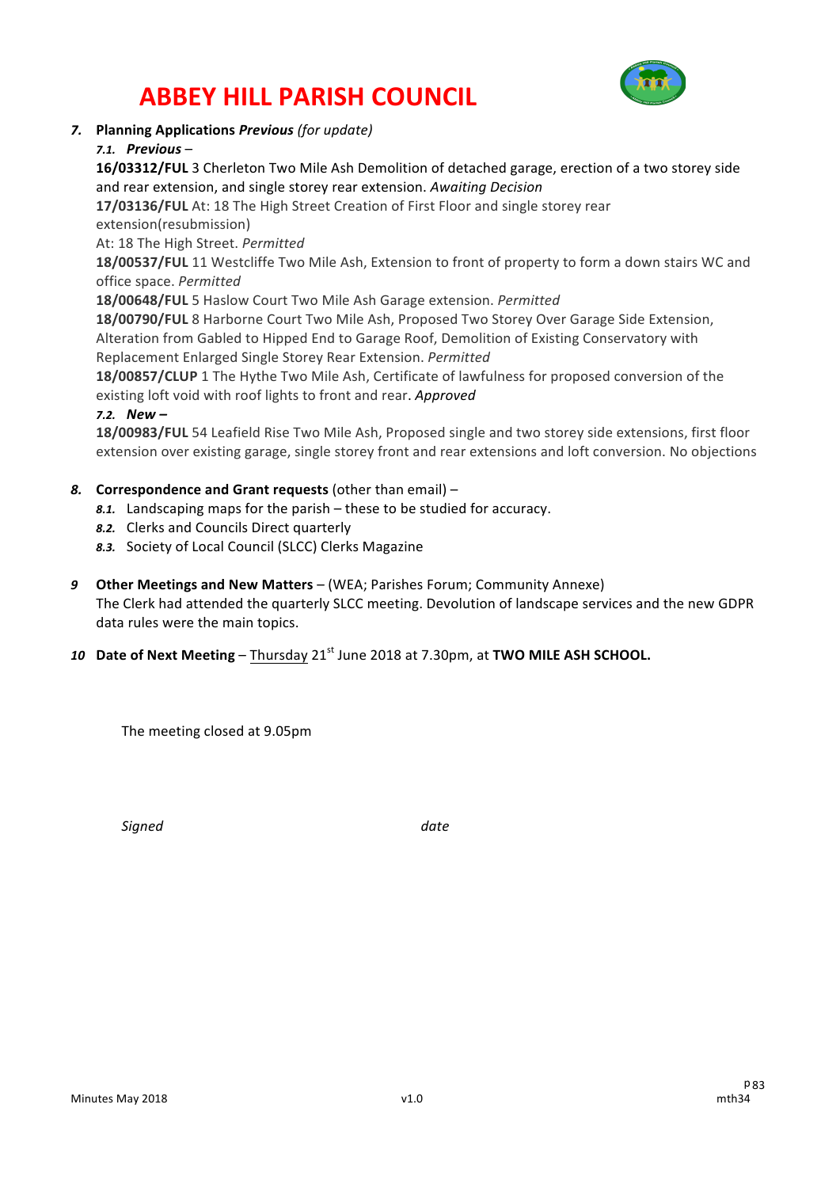# ABBEY HILL PARISH COUNCIL

7. **Planning Applications** ***Previous*** *(for update)*

   *7.1.* ***Previous –***

   **16/03312/FUL** 3 Cherleton Two Mile Ash Demolition of detached garage, erection of a two storey side and rear extension, and single storey rear extension. *Awaiting Decision*

   **17/03136/FUL** At: 18 The High Street Creation of First Floor and single storey rear extension(resubmission)
   At: 18 The High Street. *Permitted*

   **18/00537/FUL** 11 Westcliffe Two Mile Ash, Extension to front of property to form a down stairs WC and office space. *Permitted*

   **18/00648/FUL** 5 Haslow Court Two Mile Ash Garage extension. *Permitted*

   **18/00790/FUL** 8 Harborne Court Two Mile Ash, Proposed Two Storey Over Garage Side Extension, Alteration from Gabled to Hipped End to Garage Roof, Demolition of Existing Conservatory with Replacement Enlarged Single Storey Rear Extension. *Permitted*

   **18/00857/CLUP** 1 The Hythe Two Mile Ash, Certificate of lawfulness for proposed conversion of the existing loft void with roof lights to front and rear. *Approved*

   *7.2.* ***New –***

   **18/00983/FUL** 54 Leafield Rise Two Mile Ash, Proposed single and two storey side extensions, first floor extension over existing garage, single storey front and rear extensions and loft conversion. No objections

8. **Correspondence and Grant requests** (other than email) –

   *8.1.* Landscaping maps for the parish – these to be studied for accuracy.

   *8.2.* Clerks and Councils Direct quarterly

   *8.3.* Society of Local Council (SLCC) Clerks Magazine

9. **Other Meetings and New Matters** – (WEA; Parishes Forum; Community Annexe)
   The Clerk had attended the quarterly SLCC meeting. Devolution of landscape services and the new GDPR data rules were the main topics.

10. **Date of Next Meeting** – Thursday 21st June 2018 at 7.30pm, at **TWO MILE ASH SCHOOL.**

The meeting closed at 9.05pm

*Signed* *date*